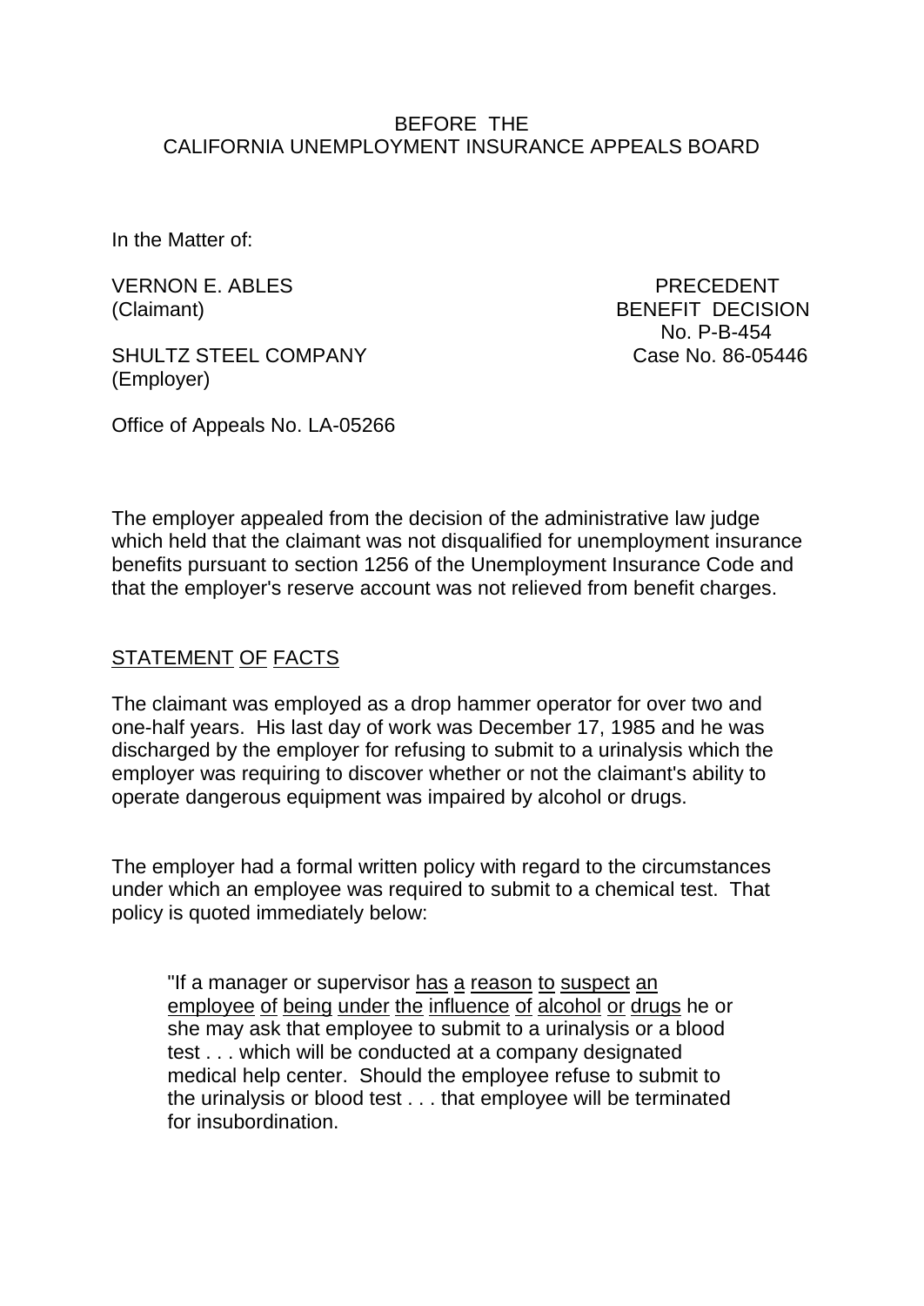BEFORE THE
CALIFORNIA UNEMPLOYMENT INSURANCE APPEALS BOARD

In the Matter of:

VERNON E. ABLES
(Claimant)

SHULTZ STEEL COMPANY
(Employer)

PRECEDENT
BENEFIT DECISION
No. P-B-454
Case No. 86-05446

Office of Appeals No. LA-05266

The employer appealed from the decision of the administrative law judge which held that the claimant was not disqualified for unemployment insurance benefits pursuant to section 1256 of the Unemployment Insurance Code and that the employer's reserve account was not relieved from benefit charges.

## STATEMENT OF FACTS

The claimant was employed as a drop hammer operator for over two and one-half years. His last day of work was December 17, 1985 and he was discharged by the employer for refusing to submit to a urinalysis which the employer was requiring to discover whether or not the claimant's ability to operate dangerous equipment was impaired by alcohol or drugs.

The employer had a formal written policy with regard to the circumstances under which an employee was required to submit to a chemical test. That policy is quoted immediately below:

> "If a manager or supervisor has a reason to suspect an employee of being under the influence of alcohol or drugs he or she may ask that employee to submit to a urinalysis or a blood test . . . which will be conducted at a company designated medical help center. Should the employee refuse to submit to the urinalysis or blood test . . . that employee will be terminated for insubordination.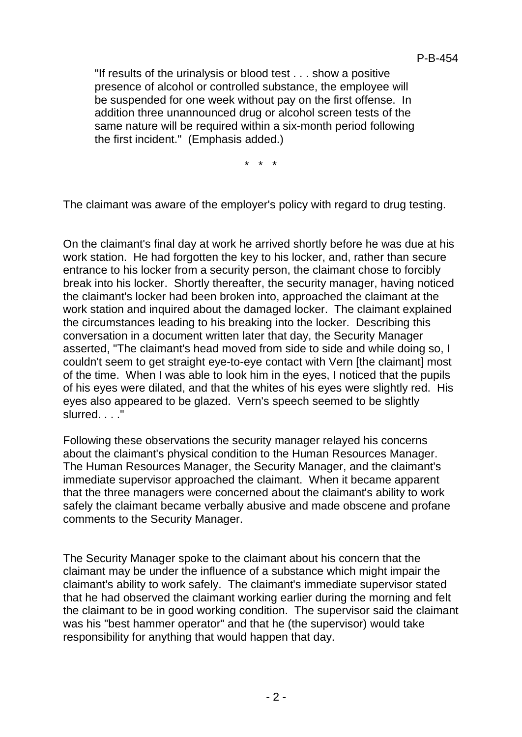> "If results of the urinalysis or blood test . . . show a positive presence of alcohol or controlled substance, the employee will be suspended for one week without pay on the first offense. In addition three unannounced drug or alcohol screen tests of the same nature will be required within a six-month period following the first incident." (Emphasis added.)

\* \* \*

The claimant was aware of the employer's policy with regard to drug testing.

On the claimant's final day at work he arrived shortly before he was due at his work station. He had forgotten the key to his locker, and, rather than secure entrance to his locker from a security person, the claimant chose to forcibly break into his locker. Shortly thereafter, the security manager, having noticed the claimant's locker had been broken into, approached the claimant at the work station and inquired about the damaged locker. The claimant explained the circumstances leading to his breaking into the locker. Describing this conversation in a document written later that day, the Security Manager asserted, "The claimant's head moved from side to side and while doing so, I couldn't seem to get straight eye-to-eye contact with Vern [the claimant] most of the time. When I was able to look him in the eyes, I noticed that the pupils of his eyes were dilated, and that the whites of his eyes were slightly red. His eyes also appeared to be glazed. Vern's speech seemed to be slightly slurred. . . ."

Following these observations the security manager relayed his concerns about the claimant's physical condition to the Human Resources Manager. The Human Resources Manager, the Security Manager, and the claimant's immediate supervisor approached the claimant. When it became apparent that the three managers were concerned about the claimant's ability to work safely the claimant became verbally abusive and made obscene and profane comments to the Security Manager.

The Security Manager spoke to the claimant about his concern that the claimant may be under the influence of a substance which might impair the claimant's ability to work safely. The claimant's immediate supervisor stated that he had observed the claimant working earlier during the morning and felt the claimant to be in good working condition. The supervisor said the claimant was his "best hammer operator" and that he (the supervisor) would take responsibility for anything that would happen that day.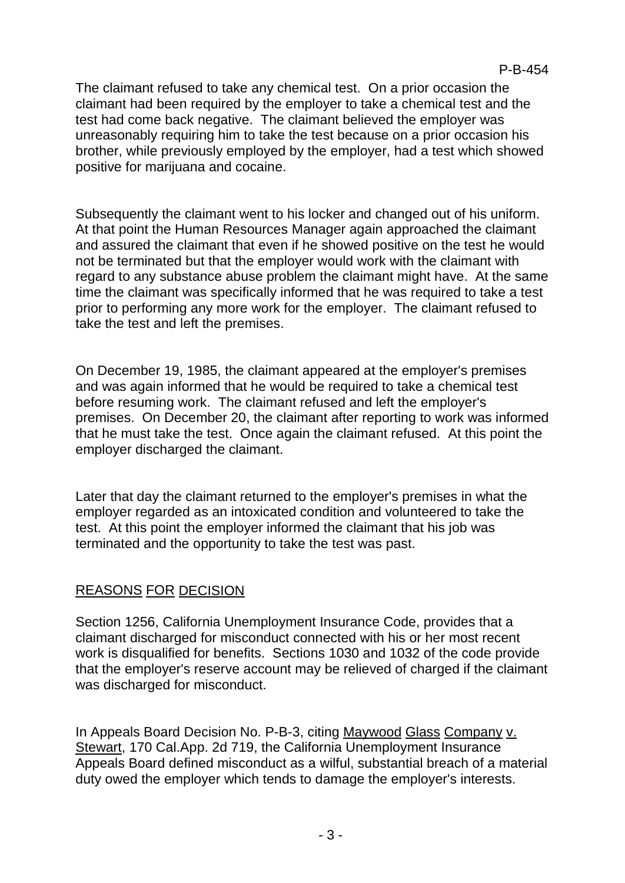The claimant refused to take any chemical test. On a prior occasion the claimant had been required by the employer to take a chemical test and the test had come back negative. The claimant believed the employer was unreasonably requiring him to take the test because on a prior occasion his brother, while previously employed by the employer, had a test which showed positive for marijuana and cocaine.

Subsequently the claimant went to his locker and changed out of his uniform. At that point the Human Resources Manager again approached the claimant and assured the claimant that even if he showed positive on the test he would not be terminated but that the employer would work with the claimant with regard to any substance abuse problem the claimant might have. At the same time the claimant was specifically informed that he was required to take a test prior to performing any more work for the employer. The claimant refused to take the test and left the premises.

On December 19, 1985, the claimant appeared at the employer's premises and was again informed that he would be required to take a chemical test before resuming work. The claimant refused and left the employer's premises. On December 20, the claimant after reporting to work was informed that he must take the test. Once again the claimant refused. At this point the employer discharged the claimant.

Later that day the claimant returned to the employer's premises in what the employer regarded as an intoxicated condition and volunteered to take the test. At this point the employer informed the claimant that his job was terminated and the opportunity to take the test was past.

## REASONS FOR DECISION

Section 1256, California Unemployment Insurance Code, provides that a claimant discharged for misconduct connected with his or her most recent work is disqualified for benefits. Sections 1030 and 1032 of the code provide that the employer's reserve account may be relieved of charged if the claimant was discharged for misconduct.

In Appeals Board Decision No. P-B-3, citing Maywood Glass Company v. Stewart, 170 Cal.App. 2d 719, the California Unemployment Insurance Appeals Board defined misconduct as a wilful, substantial breach of a material duty owed the employer which tends to damage the employer's interests.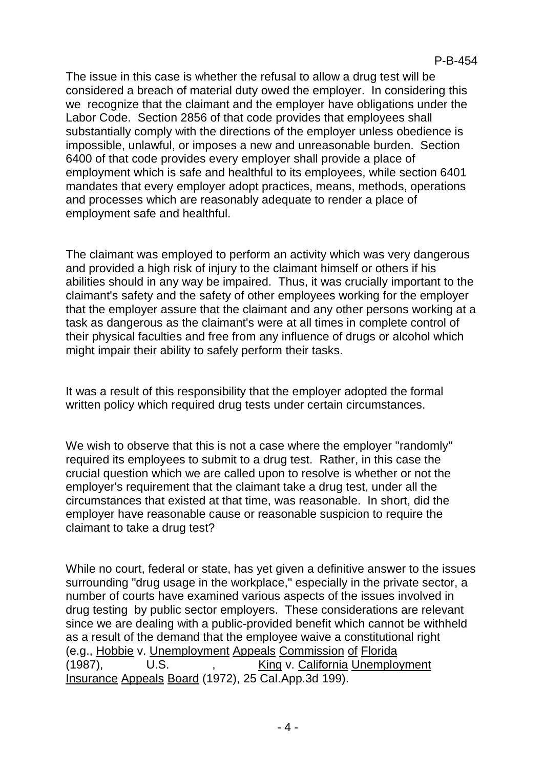The issue in this case is whether the refusal to allow a drug test will be considered a breach of material duty owed the employer. In considering this we recognize that the claimant and the employer have obligations under the Labor Code. Section 2856 of that code provides that employees shall substantially comply with the directions of the employer unless obedience is impossible, unlawful, or imposes a new and unreasonable burden. Section 6400 of that code provides every employer shall provide a place of employment which is safe and healthful to its employees, while section 6401 mandates that every employer adopt practices, means, methods, operations and processes which are reasonably adequate to render a place of employment safe and healthful.

The claimant was employed to perform an activity which was very dangerous and provided a high risk of injury to the claimant himself or others if his abilities should in any way be impaired. Thus, it was crucially important to the claimant's safety and the safety of other employees working for the employer that the employer assure that the claimant and any other persons working at a task as dangerous as the claimant's were at all times in complete control of their physical faculties and free from any influence of drugs or alcohol which might impair their ability to safely perform their tasks.

It was a result of this responsibility that the employer adopted the formal written policy which required drug tests under certain circumstances.

We wish to observe that this is not a case where the employer "randomly" required its employees to submit to a drug test. Rather, in this case the crucial question which we are called upon to resolve is whether or not the employer's requirement that the claimant take a drug test, under all the circumstances that existed at that time, was reasonable. In short, did the employer have reasonable cause or reasonable suspicion to require the claimant to take a drug test?

While no court, federal or state, has yet given a definitive answer to the issues surrounding "drug usage in the workplace," especially in the private sector, a number of courts have examined various aspects of the issues involved in drug testing by public sector employers. These considerations are relevant since we are dealing with a public-provided benefit which cannot be withheld as a result of the demand that the employee waive a constitutional right (e.g., Hobbie v. Unemployment Appeals Commission of Florida (1987), U.S. , King v. California Unemployment Insurance Appeals Board (1972), 25 Cal.App.3d 199).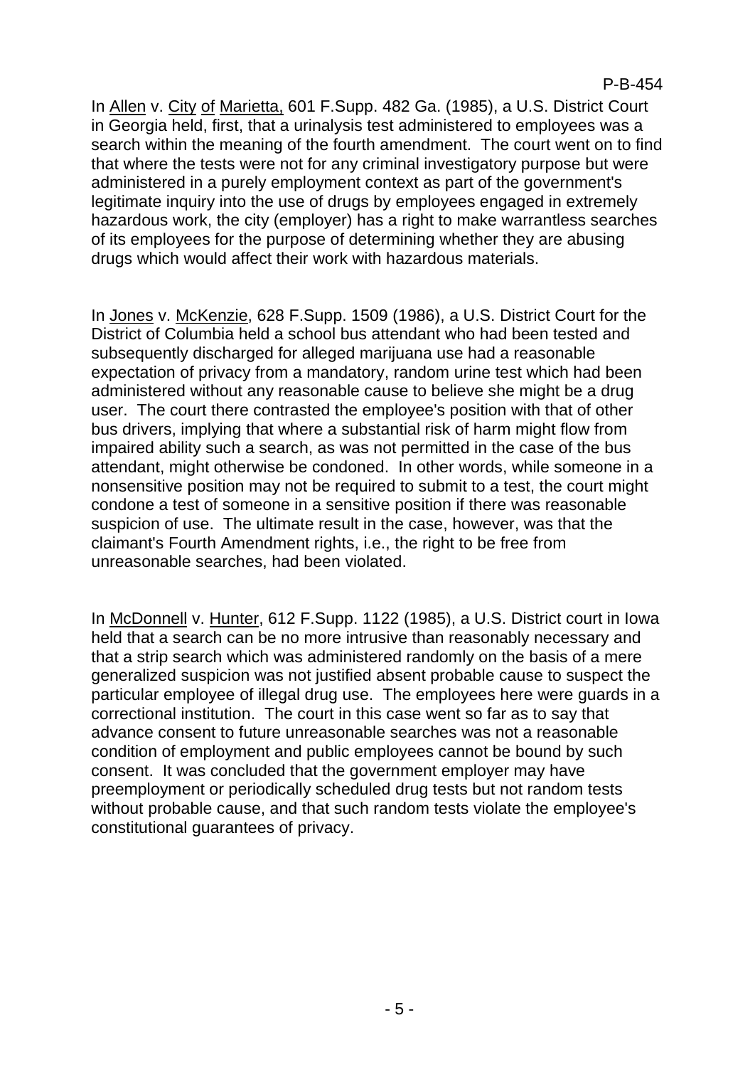In Allen v. City of Marietta, 601 F.Supp. 482 Ga. (1985), a U.S. District Court in Georgia held, first, that a urinalysis test administered to employees was a search within the meaning of the fourth amendment. The court went on to find that where the tests were not for any criminal investigatory purpose but were administered in a purely employment context as part of the government's legitimate inquiry into the use of drugs by employees engaged in extremely hazardous work, the city (employer) has a right to make warrantless searches of its employees for the purpose of determining whether they are abusing drugs which would affect their work with hazardous materials.

In Jones v. McKenzie, 628 F.Supp. 1509 (1986), a U.S. District Court for the District of Columbia held a school bus attendant who had been tested and subsequently discharged for alleged marijuana use had a reasonable expectation of privacy from a mandatory, random urine test which had been administered without any reasonable cause to believe she might be a drug user. The court there contrasted the employee's position with that of other bus drivers, implying that where a substantial risk of harm might flow from impaired ability such a search, as was not permitted in the case of the bus attendant, might otherwise be condoned. In other words, while someone in a nonsensitive position may not be required to submit to a test, the court might condone a test of someone in a sensitive position if there was reasonable suspicion of use. The ultimate result in the case, however, was that the claimant's Fourth Amendment rights, i.e., the right to be free from unreasonable searches, had been violated.

In McDonnell v. Hunter, 612 F.Supp. 1122 (1985), a U.S. District court in Iowa held that a search can be no more intrusive than reasonably necessary and that a strip search which was administered randomly on the basis of a mere generalized suspicion was not justified absent probable cause to suspect the particular employee of illegal drug use. The employees here were guards in a correctional institution. The court in this case went so far as to say that advance consent to future unreasonable searches was not a reasonable condition of employment and public employees cannot be bound by such consent. It was concluded that the government employer may have preemployment or periodically scheduled drug tests but not random tests without probable cause, and that such random tests violate the employee's constitutional guarantees of privacy.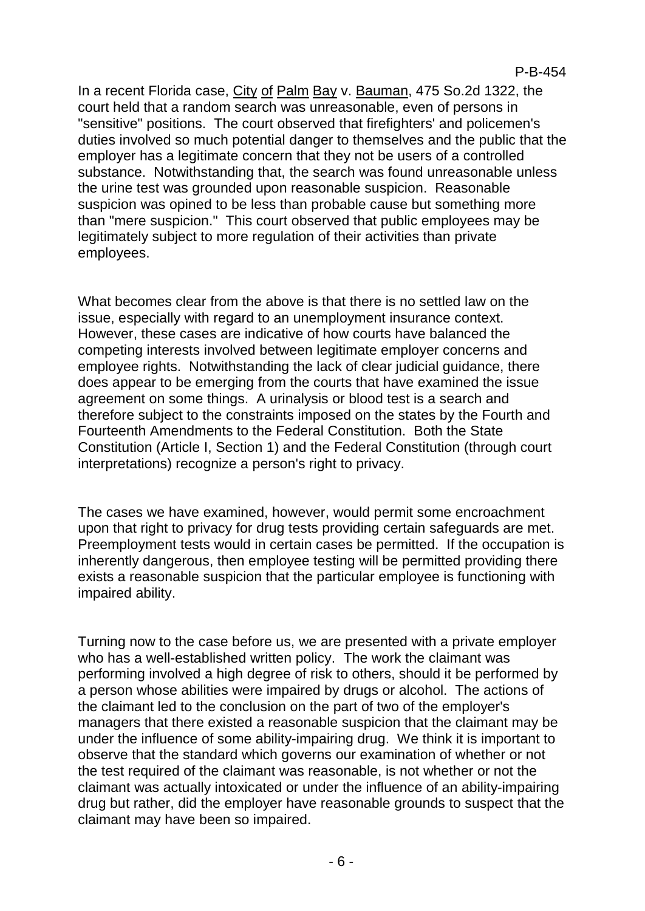In a recent Florida case, City of Palm Bay v. Bauman, 475 So.2d 1322, the court held that a random search was unreasonable, even of persons in "sensitive" positions. The court observed that firefighters' and policemen's duties involved so much potential danger to themselves and the public that the employer has a legitimate concern that they not be users of a controlled substance. Notwithstanding that, the search was found unreasonable unless the urine test was grounded upon reasonable suspicion. Reasonable suspicion was opined to be less than probable cause but something more than "mere suspicion." This court observed that public employees may be legitimately subject to more regulation of their activities than private employees.

What becomes clear from the above is that there is no settled law on the issue, especially with regard to an unemployment insurance context. However, these cases are indicative of how courts have balanced the competing interests involved between legitimate employer concerns and employee rights. Notwithstanding the lack of clear judicial guidance, there does appear to be emerging from the courts that have examined the issue agreement on some things. A urinalysis or blood test is a search and therefore subject to the constraints imposed on the states by the Fourth and Fourteenth Amendments to the Federal Constitution. Both the State Constitution (Article I, Section 1) and the Federal Constitution (through court interpretations) recognize a person's right to privacy.

The cases we have examined, however, would permit some encroachment upon that right to privacy for drug tests providing certain safeguards are met. Preemployment tests would in certain cases be permitted. If the occupation is inherently dangerous, then employee testing will be permitted providing there exists a reasonable suspicion that the particular employee is functioning with impaired ability.

Turning now to the case before us, we are presented with a private employer who has a well-established written policy. The work the claimant was performing involved a high degree of risk to others, should it be performed by a person whose abilities were impaired by drugs or alcohol. The actions of the claimant led to the conclusion on the part of two of the employer's managers that there existed a reasonable suspicion that the claimant may be under the influence of some ability-impairing drug. We think it is important to observe that the standard which governs our examination of whether or not the test required of the claimant was reasonable, is not whether or not the claimant was actually intoxicated or under the influence of an ability-impairing drug but rather, did the employer have reasonable grounds to suspect that the claimant may have been so impaired.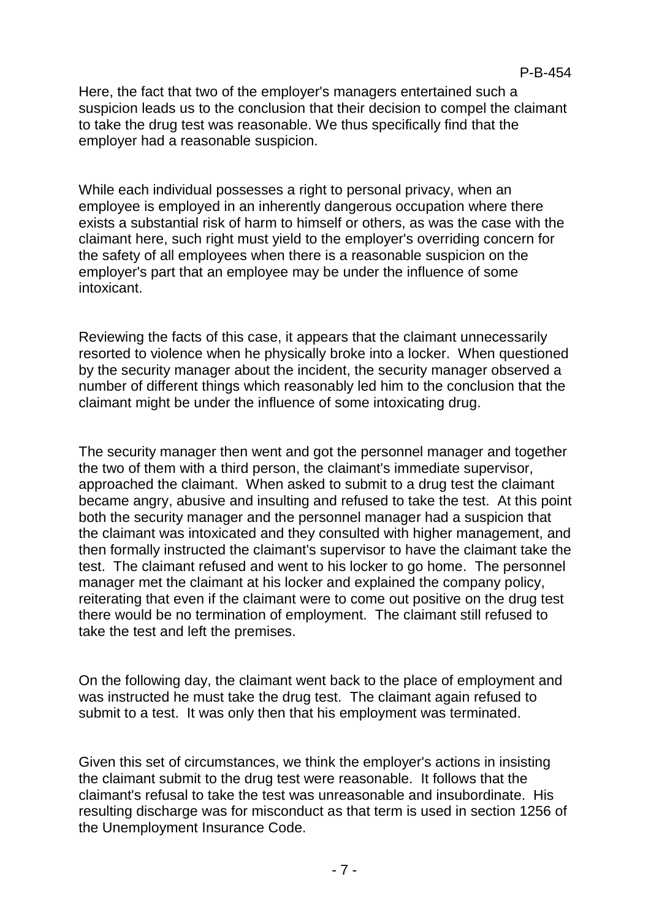Here, the fact that two of the employer's managers entertained such a suspicion leads us to the conclusion that their decision to compel the claimant to take the drug test was reasonable. We thus specifically find that the employer had a reasonable suspicion.

While each individual possesses a right to personal privacy, when an employee is employed in an inherently dangerous occupation where there exists a substantial risk of harm to himself or others, as was the case with the claimant here, such right must yield to the employer's overriding concern for the safety of all employees when there is a reasonable suspicion on the employer's part that an employee may be under the influence of some intoxicant.

Reviewing the facts of this case, it appears that the claimant unnecessarily resorted to violence when he physically broke into a locker. When questioned by the security manager about the incident, the security manager observed a number of different things which reasonably led him to the conclusion that the claimant might be under the influence of some intoxicating drug.

The security manager then went and got the personnel manager and together the two of them with a third person, the claimant's immediate supervisor, approached the claimant. When asked to submit to a drug test the claimant became angry, abusive and insulting and refused to take the test. At this point both the security manager and the personnel manager had a suspicion that the claimant was intoxicated and they consulted with higher management, and then formally instructed the claimant's supervisor to have the claimant take the test. The claimant refused and went to his locker to go home. The personnel manager met the claimant at his locker and explained the company policy, reiterating that even if the claimant were to come out positive on the drug test there would be no termination of employment. The claimant still refused to take the test and left the premises.

On the following day, the claimant went back to the place of employment and was instructed he must take the drug test. The claimant again refused to submit to a test. It was only then that his employment was terminated.

Given this set of circumstances, we think the employer's actions in insisting the claimant submit to the drug test were reasonable. It follows that the claimant's refusal to take the test was unreasonable and insubordinate. His resulting discharge was for misconduct as that term is used in section 1256 of the Unemployment Insurance Code.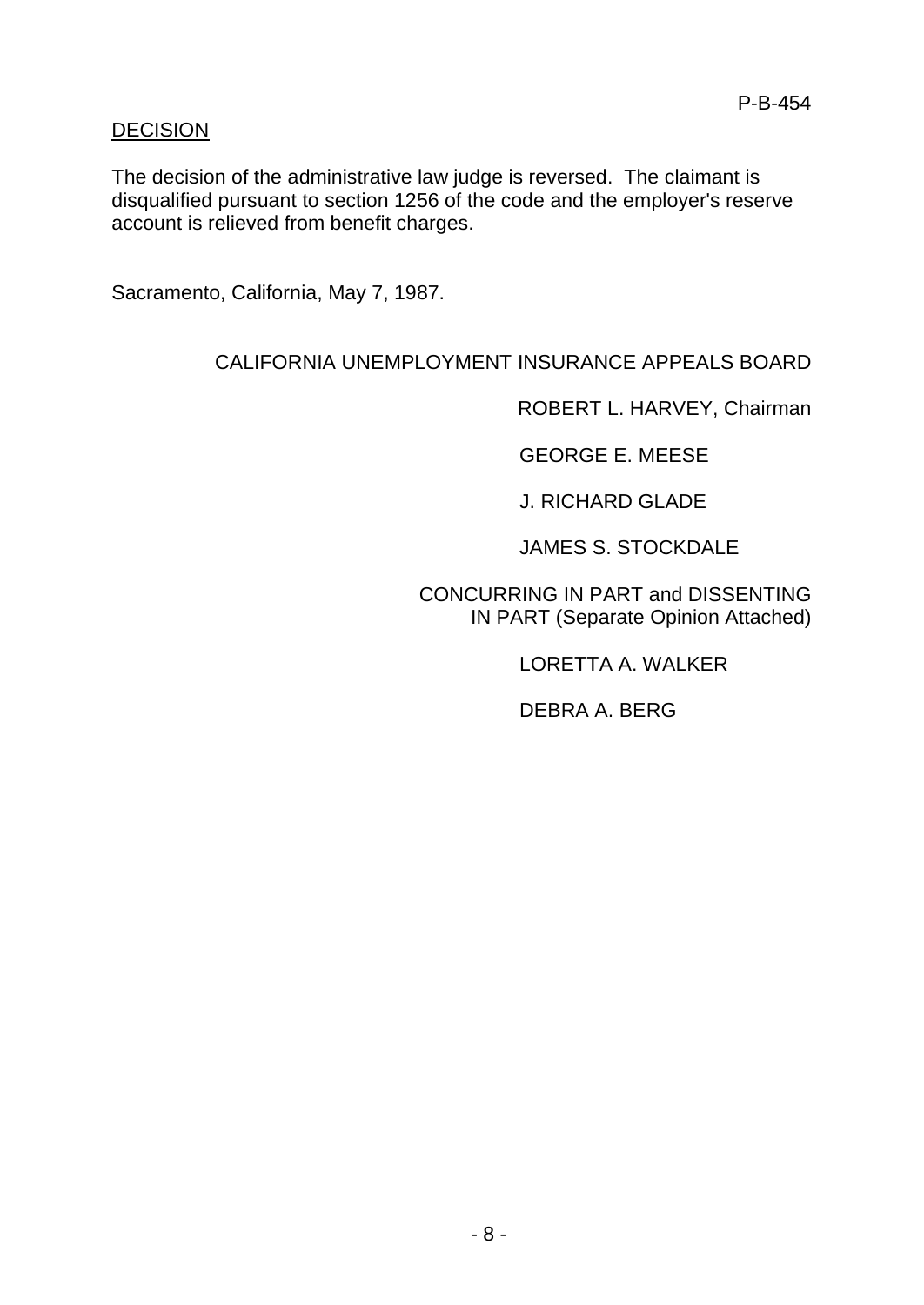P-B-454

<u>DECISION</u>

The decision of the administrative law judge is reversed. The claimant is disqualified pursuant to section 1256 of the code and the employer's reserve account is relieved from benefit charges.

Sacramento, California, May 7, 1987.

CALIFORNIA UNEMPLOYMENT INSURANCE APPEALS BOARD

ROBERT L. HARVEY, Chairman

GEORGE E. MEESE

J. RICHARD GLADE

JAMES S. STOCKDALE

CONCURRING IN PART and DISSENTING IN PART (Separate Opinion Attached)

LORETTA A. WALKER

DEBRA A. BERG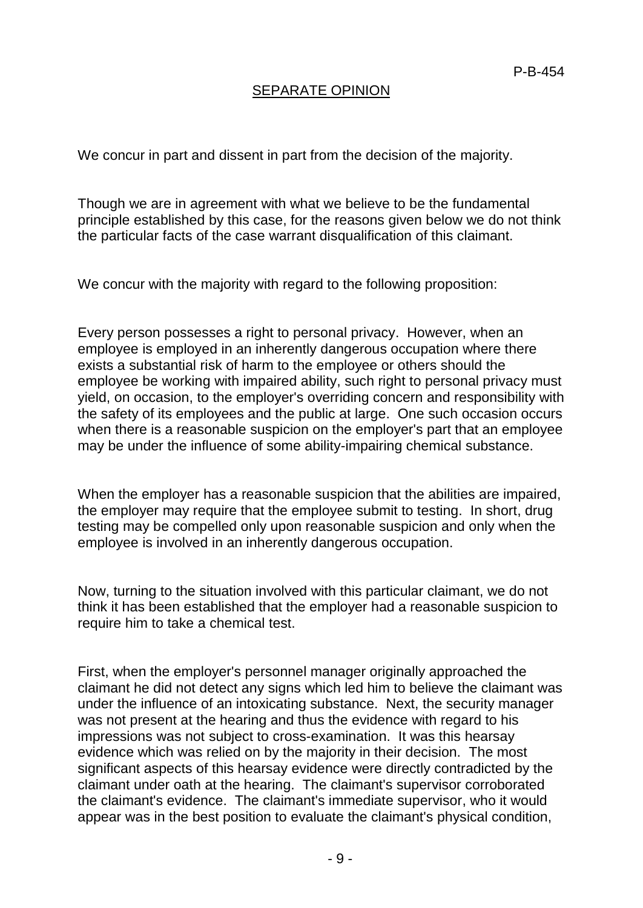## SEPARATE OPINION

We concur in part and dissent in part from the decision of the majority.

Though we are in agreement with what we believe to be the fundamental principle established by this case, for the reasons given below we do not think the particular facts of the case warrant disqualification of this claimant.

We concur with the majority with regard to the following proposition:

Every person possesses a right to personal privacy. However, when an employee is employed in an inherently dangerous occupation where there exists a substantial risk of harm to the employee or others should the employee be working with impaired ability, such right to personal privacy must yield, on occasion, to the employer's overriding concern and responsibility with the safety of its employees and the public at large. One such occasion occurs when there is a reasonable suspicion on the employer's part that an employee may be under the influence of some ability-impairing chemical substance.

When the employer has a reasonable suspicion that the abilities are impaired, the employer may require that the employee submit to testing. In short, drug testing may be compelled only upon reasonable suspicion and only when the employee is involved in an inherently dangerous occupation.

Now, turning to the situation involved with this particular claimant, we do not think it has been established that the employer had a reasonable suspicion to require him to take a chemical test.

First, when the employer's personnel manager originally approached the claimant he did not detect any signs which led him to believe the claimant was under the influence of an intoxicating substance. Next, the security manager was not present at the hearing and thus the evidence with regard to his impressions was not subject to cross-examination. It was this hearsay evidence which was relied on by the majority in their decision. The most significant aspects of this hearsay evidence were directly contradicted by the claimant under oath at the hearing. The claimant's supervisor corroborated the claimant's evidence. The claimant's immediate supervisor, who it would appear was in the best position to evaluate the claimant's physical condition,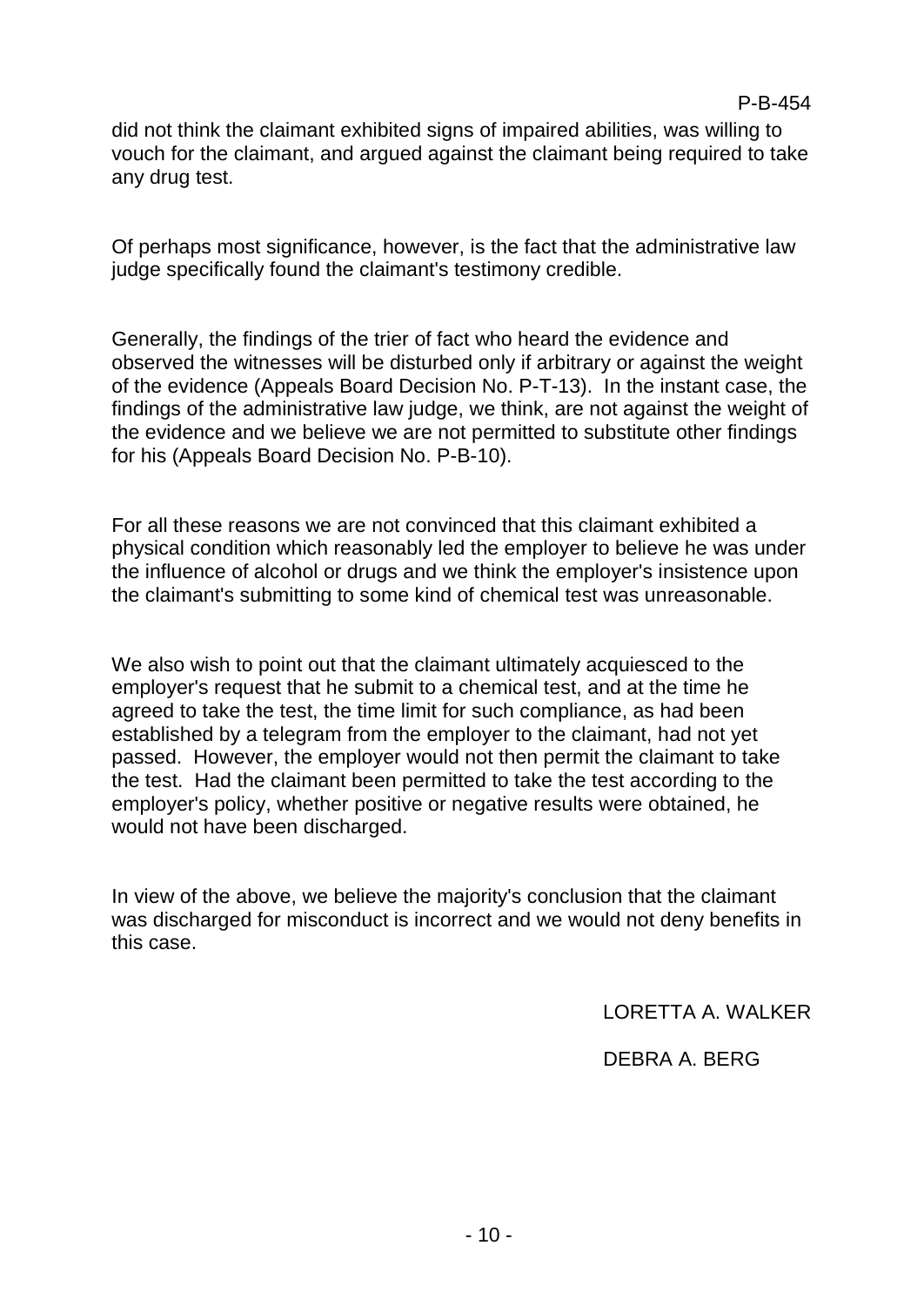did not think the claimant exhibited signs of impaired abilities, was willing to vouch for the claimant, and argued against the claimant being required to take any drug test.

Of perhaps most significance, however, is the fact that the administrative law judge specifically found the claimant's testimony credible.

Generally, the findings of the trier of fact who heard the evidence and observed the witnesses will be disturbed only if arbitrary or against the weight of the evidence (Appeals Board Decision No. P-T-13). In the instant case, the findings of the administrative law judge, we think, are not against the weight of the evidence and we believe we are not permitted to substitute other findings for his (Appeals Board Decision No. P-B-10).

For all these reasons we are not convinced that this claimant exhibited a physical condition which reasonably led the employer to believe he was under the influence of alcohol or drugs and we think the employer's insistence upon the claimant's submitting to some kind of chemical test was unreasonable.

We also wish to point out that the claimant ultimately acquiesced to the employer's request that he submit to a chemical test, and at the time he agreed to take the test, the time limit for such compliance, as had been established by a telegram from the employer to the claimant, had not yet passed. However, the employer would not then permit the claimant to take the test. Had the claimant been permitted to take the test according to the employer's policy, whether positive or negative results were obtained, he would not have been discharged.

In view of the above, we believe the majority's conclusion that the claimant was discharged for misconduct is incorrect and we would not deny benefits in this case.

LORETTA A. WALKER

DEBRA A. BERG